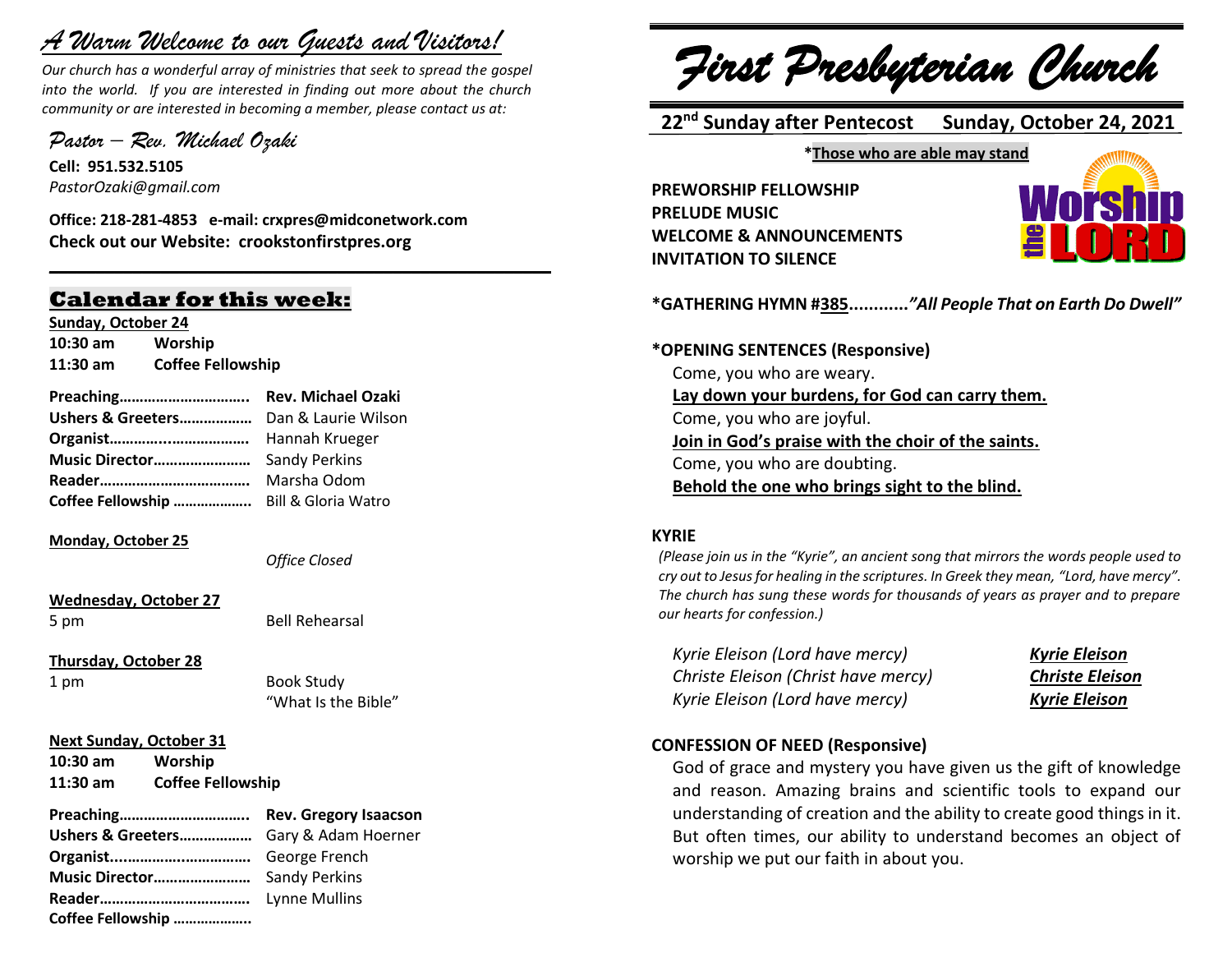# *A Warm Welcome to our Guests and Visitors!*

*Our church has a wonderful array of ministries that seek to spread the gospel into the world. If you are interested in finding out more about the church community or are interested in becoming a member, please contact us at:*

*Pastor – Rev. Michael Ozaki*

**Cell: 951.532.5105**
*PastorOzaki@gmail.com*

**Office: 218-281-4853 e-mail: crxpres@midconetwork.com**
**Check out our Website: crookstonfirstpres.org**

---

## Calendar for this week:

**Sunday, October 24**
**10:30 am** **Worship**
**11:30 am** **Coffee Fellowship**

**Preaching…………………………** **Rev. Michael Ozaki**
**Ushers & Greeters………………** Dan & Laurie Wilson
**Organist……………………………** Hannah Krueger
**Music Director……………………** Sandy Perkins
**Reader………………………………** Marsha Odom
**Coffee Fellowship ………………** Bill & Gloria Watro

**Monday, October 25**
*Office Closed*

**Wednesday, October 27**
5 pm Bell Rehearsal

**Thursday, October 28**
1 pm Book Study
"What Is the Bible"

**Next Sunday, October 31**
**10:30 am** **Worship**
**11:30 am** **Coffee Fellowship**

**Preaching…………………………** **Rev. Gregory Isaacson**
**Ushers & Greeters………………** Gary & Adam Hoerner
**Organist……………………………** George French
**Music Director……………………** Sandy Perkins
**Reader………………………………** Lynne Mullins
**Coffee Fellowship ………………**

# *First Presbyterian Church*

**22nd Sunday after Pentecost Sunday, October 24, 2021**

**\*Those who are able may stand**

**PREWORSHIP FELLOWSHIP**
**PRELUDE MUSIC**
**WELCOME & ANNOUNCEMENTS**
**INVITATION TO SILENCE**

**\*GATHERING HYMN #385………..*"All People That on Earth Do Dwell"***

**\*OPENING SENTENCES (Responsive)**
Come, you who are weary.
**Lay down your burdens, for God can carry them.**
Come, you who are joyful.
**Join in God's praise with the choir of the saints.**
Come, you who are doubting.
**Behold the one who brings sight to the blind.**

**KYRIE**
*(Please join us in the "Kyrie", an ancient song that mirrors the words people used to cry out to Jesus for healing in the scriptures. In Greek they mean, "Lord, have mercy". The church has sung these words for thousands of years as prayer and to prepare our hearts for confession.)*

*Kyrie Eleison (Lord have mercy)* ***Kyrie Eleison***
*Christe Eleison (Christ have mercy)* ***Christe Eleison***
*Kyrie Eleison (Lord have mercy)* ***Kyrie Eleison***

**CONFESSION OF NEED (Responsive)**
God of grace and mystery you have given us the gift of knowledge and reason. Amazing brains and scientific tools to expand our understanding of creation and the ability to create good things in it. But often times, our ability to understand becomes an object of worship we put our faith in about you.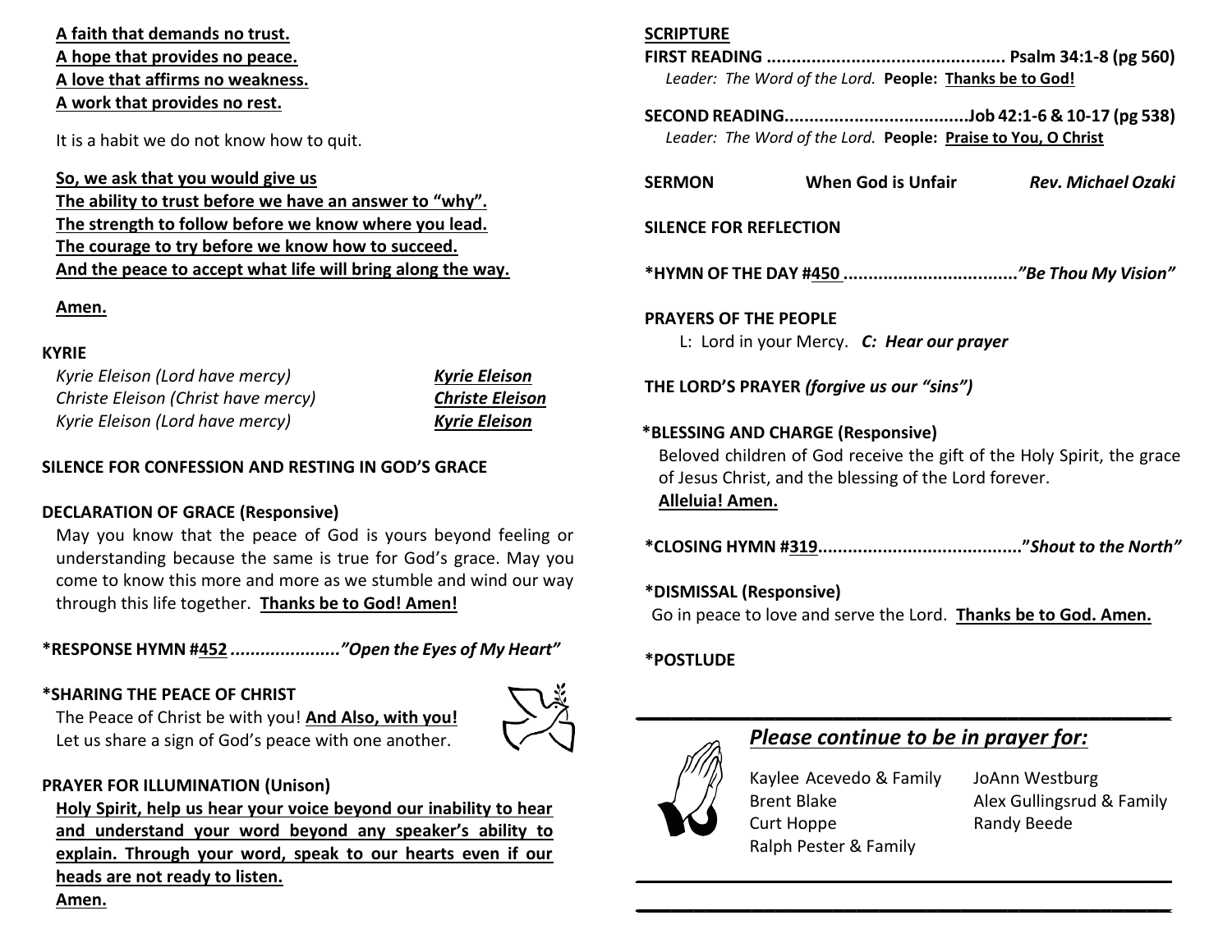**A faith that demands no trust.**
**A hope that provides no peace.**
**A love that affirms no weakness.**
**A work that provides no rest.**

It is a habit we do not know how to quit.

**So, we ask that you would give us**
**The ability to trust before we have an answer to "why".**
**The strength to follow before we know where you lead.**
**The courage to try before we know how to succeed.**
**And the peace to accept what life will bring along the way.**

**Amen.**

**KYRIE**

*Kyrie Eleison (Lord have mercy)* ***Kyrie Eleison***
*Christe Eleison (Christ have mercy)* ***Christe Eleison***
*Kyrie Eleison (Lord have mercy)* ***Kyrie Eleison***

**SILENCE FOR CONFESSION AND RESTING IN GOD'S GRACE**

**DECLARATION OF GRACE (Responsive)**

May you know that the peace of God is yours beyond feeling or understanding because the same is true for God's grace. May you come to know this more and more as we stumble and wind our way through this life together. **Thanks be to God! Amen!**

**\*RESPONSE HYMN #452** ...................... ***"Open the Eyes of My Heart"***

**\*SHARING THE PEACE OF CHRIST**

The Peace of Christ be with you! **And Also, with you!**
Let us share a sign of God's peace with one another.

**PRAYER FOR ILLUMINATION (Unison)**

**Holy Spirit, help us hear your voice beyond our inability to hear and understand your word beyond any speaker's ability to explain. Through your word, speak to our hearts even if our heads are not ready to listen.**
**Amen.**

**SCRIPTURE**

**FIRST READING ............................................... Psalm 34:1-8 (pg 560)**
*Leader: The Word of the Lord.* **People: Thanks be to God!**

**SECOND READING....................................Job 42:1-6 & 10-17 (pg 538)**
*Leader: The Word of the Lord.* **People: Praise to You, O Christ**

**SERMON** **When God is Unfair** ***Rev. Michael Ozaki***

**SILENCE FOR REFLECTION**

**\*HYMN OF THE DAY #450** .................................. ***"Be Thou My Vision"***

**PRAYERS OF THE PEOPLE**

L: Lord in your Mercy. ***C: Hear our prayer***

**THE LORD'S PRAYER *(forgive us our "sins")***

**\*BLESSING AND CHARGE (Responsive)**

Beloved children of God receive the gift of the Holy Spirit, the grace of Jesus Christ, and the blessing of the Lord forever.
**Alleluia! Amen.**

**\*CLOSING HYMN #319.........................................*"Shout to the North"***

**\*DISMISSAL (Responsive)**

Go in peace to love and serve the Lord. **Thanks be to God. Amen.**

**\*POSTLUDE**

---

***Please continue to be in prayer for:***

Kaylee Acevedo & Family
Brent Blake
Curt Hoppe
Ralph Pester & Family
JoAnn Westburg
Alex Gullingsrud & Family
Randy Beede

---